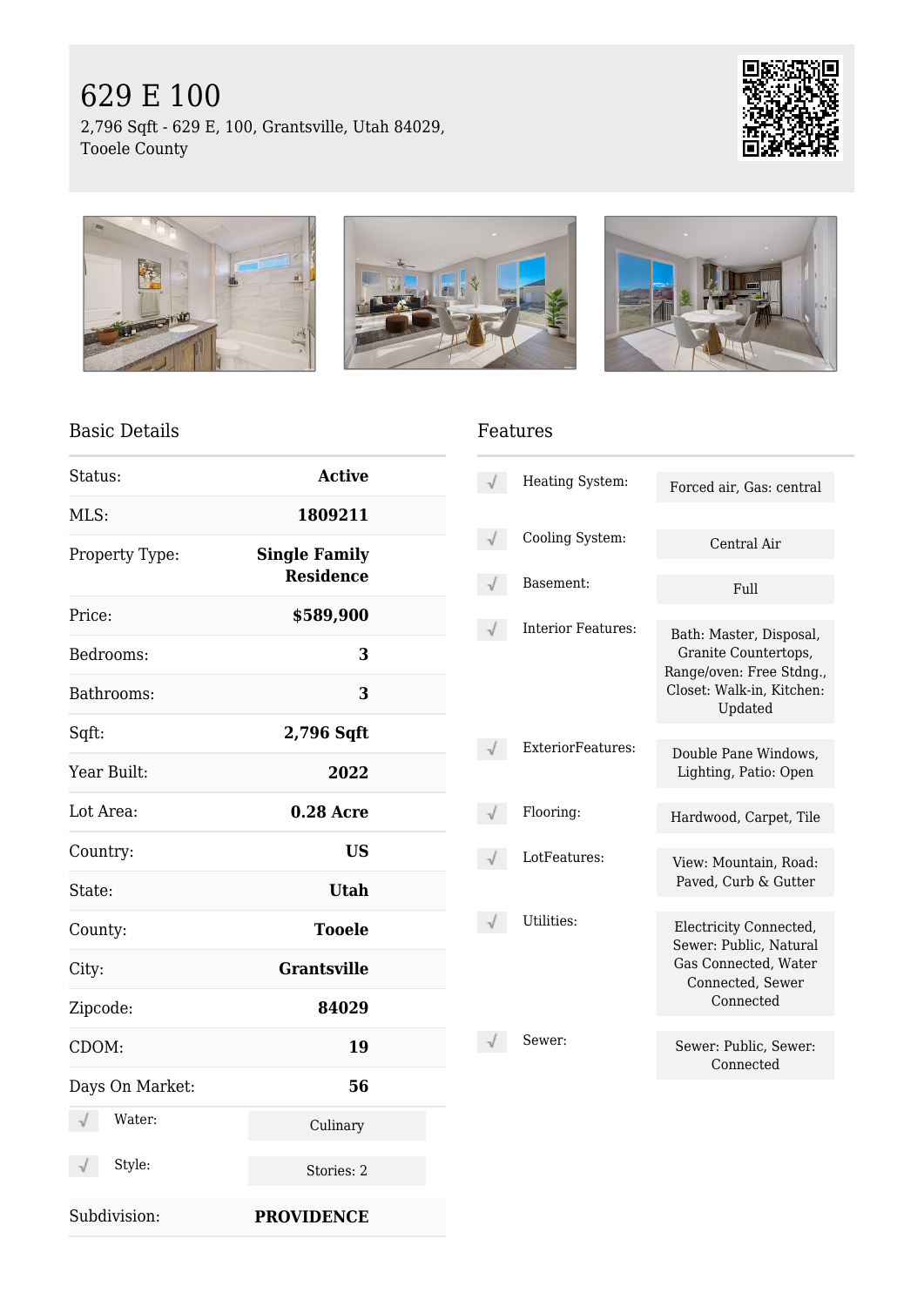# 629 E 100

2,796 Sqft - 629 E, 100, Grantsville, Utah 84029, Tooele County

## Basic Details

| | |
|---|---|
| Status: | **Active** |
| MLS: | **1809211** |
| Property Type: | **Single Family Residence** |
| Price: | **$589,900** |
| Bedrooms: | **3** |
| Bathrooms: | **3** |
| Sqft: | **2,796 Sqft** |
| Year Built: | **2022** |
| Lot Area: | **0.28 Acre** |
| Country: | **US** |
| State: | **Utah** |
| County: | **Tooele** |
| City: | **Grantsville** |
| Zipcode: | **84029** |
| CDOM: | **19** |
| Days On Market: | **56** |
| Water: | Culinary |
| Style: | Stories: 2 |
| Subdivision: | **PROVIDENCE** |

## Features

| | |
|---|---|
| Heating System: | Forced air, Gas: central |
| Cooling System: | Central Air |
| Basement: | Full |
| Interior Features: | Bath: Master, Disposal, Granite Countertops, Range/oven: Free Stdng., Closet: Walk-in, Kitchen: Updated |
| ExteriorFeatures: | Double Pane Windows, Lighting, Patio: Open |
| Flooring: | Hardwood, Carpet, Tile |
| LotFeatures: | View: Mountain, Road: Paved, Curb & Gutter |
| Utilities: | Electricity Connected, Sewer: Public, Natural Gas Connected, Water Connected, Sewer Connected |
| Sewer: | Sewer: Public, Sewer: Connected |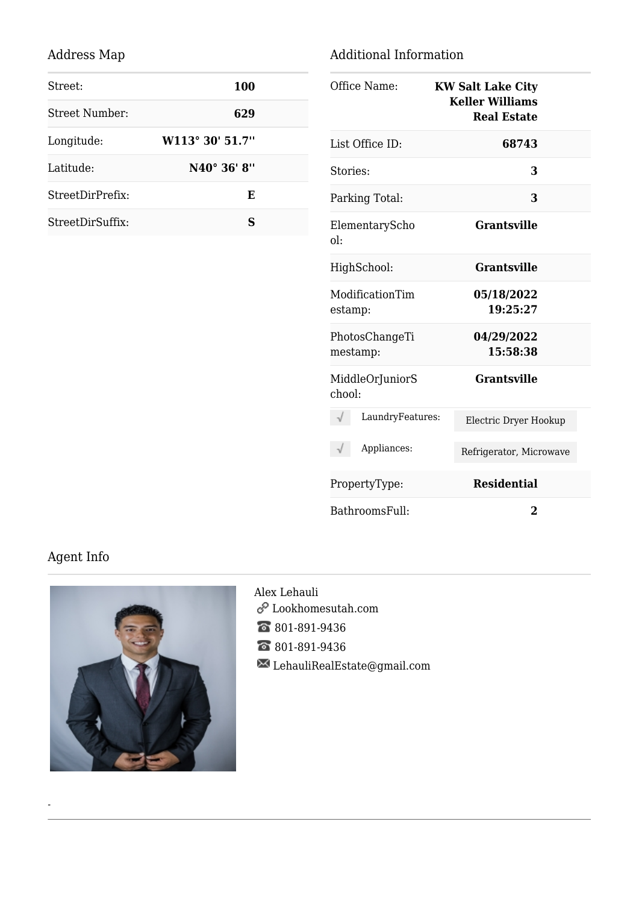## Address Map

| | |
|---|---|
| Street: | **100** |
| Street Number: | **629** |
| Longitude: | **W113° 30' 51.7''** |
| Latitude: | **N40° 36' 8''** |
| StreetDirPrefix: | **E** |
| StreetDirSuffix: | **S** |

## Additional Information

| | |
|---|---|
| Office Name: | **KW Salt Lake City Keller Williams Real Estate** |
| List Office ID: | **68743** |
| Stories: | **3** |
| Parking Total: | **3** |
| ElementarySchool: | **Grantsville** |
| HighSchool: | **Grantsville** |
| ModificationTimestamp: | **05/18/2022 19:25:27** |
| PhotosChangeTimestamp: | **04/29/2022 15:58:38** |
| MiddleOrJuniorSchool: | **Grantsville** |
| √ LaundryFeatures: | Electric Dryer Hookup |
| √ Appliances: | Refrigerator, Microwave |
| PropertyType: | **Residential** |
| BathroomsFull: | **2** |

## Agent Info

Alex Lehauli
Lookhomesutah.com
801-891-9436
801-891-9436
LehauliRealEstate@gmail.com

-